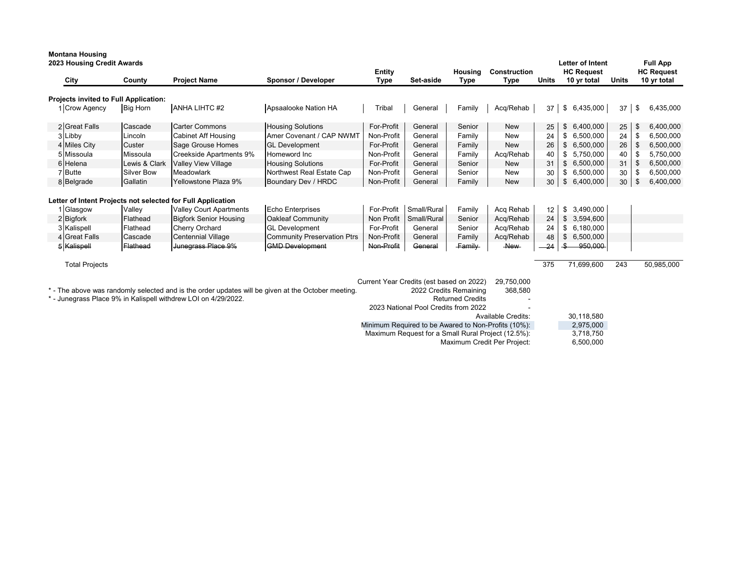**Montana Housing**
**2023 Housing Credit Awards**

| | City | County | Project Name | Sponsor / Developer | Entity Type | Set-aside | Housing Type | Construction Type | Units | Letter of Intent HC Request 10 yr total | Units | Full App HC Request 10 yr total |
|---|---|---|---|---|---|---|---|---|---|---|---|---|
| **Projects invited to Full Application:** | | | | | | | | | | | | |
| 1 | Crow Agency | Big Horn | ANHA LIHTC #2 | Apsaalooke Nation HA | Tribal | General | Family | Acq/Rehab | 37 | $ 6,435,000 | 37 | $ 6,435,000 |
| 2 | Great Falls | Cascade | Carter Commons | Housing Solutions | For-Profit | General | Senior | New | 25 | $ 6,400,000 | 25 | $ 6,400,000 |
| 3 | Libby | Lincoln | Cabinet Aff Housing | Amer Covenant / CAP NWMT | Non-Profit | General | Family | New | 24 | $ 6,500,000 | 24 | $ 6,500,000 |
| 4 | Miles City | Custer | Sage Grouse Homes | GL Development | For-Profit | General | Family | New | 26 | $ 6,500,000 | 26 | $ 6,500,000 |
| 5 | Missoula | Missoula | Creekside Apartments 9% | Homeword Inc | Non-Profit | General | Family | Acq/Rehab | 40 | $ 5,750,000 | 40 | $ 5,750,000 |
| 6 | Helena | Lewis & Clark | Valley View Village | Housing Solutions | For-Profit | General | Senior | New | 31 | $ 6,500,000 | 31 | $ 6,500,000 |
| 7 | Butte | Silver Bow | Meadowlark | Northwest Real Estate Cap | Non-Profit | General | Senior | New | 30 | $ 6,500,000 | 30 | $ 6,500,000 |
| 8 | Belgrade | Gallatin | Yellowstone Plaza 9% | Boundary Dev / HRDC | Non-Profit | General | Family | New | 30 | $ 6,400,000 | 30 | $ 6,400,000 |
| **Letter of Intent Projects not selected for Full Application** | | | | | | | | | | | | |
| 1 | Glasgow | Valley | Valley Court Apartments | Echo Enterprises | For-Profit | Small/Rural | Family | Acq Rehab | 12 | $ 3,490,000 | | |
| 2 | Bigfork | Flathead | Bigfork Senior Housing | Oakleaf Community | Non Profit | Small/Rural | Senior | Acq/Rehab | 24 | $ 3,594,600 | | |
| 3 | Kalispell | Flathead | Cherry Orchard | GL Development | For-Profit | General | Senior | Acq/Rehab | 24 | $ 6,180,000 | | |
| 4 | Great Falls | Cascade | Centennial Village | Community Preservation Ptrs | Non-Profit | General | Family | Acq/Rehab | 48 | $ 6,500,000 | | |
| 5 | ~~Kalispell~~ | ~~Flathead~~ | ~~Junegrass Place 9%~~ | ~~GMD Development~~ | ~~Non-Profit~~ | ~~General~~ | ~~Family~~ | ~~New~~ | ~~24~~ | ~~$ 950,000~~ | | |
| | Total Projects | | | | | | | | 375 | 71,699,600 | 243 | 50,985,000 |

| | |
|---|---|
| Current Year Credits (est based on 2022) | 29,750,000 |
| 2022 Credits Remaining | 368,580 |
| Returned Credits | - |
| 2023 National Pool Credits from 2022 | - |
| Available Credits: | 30,118,580 |
| Minimum Required to be Awared to Non-Profits (10%): | 2,975,000 |
| Maximum Request for a Small Rural Project (12.5%): | 3,718,750 |
| Maximum Credit Per Project: | 6,500,000 |

* - The above was randomly selected and is the order updates will be given at the October meeting.
* - Junegrass Place 9% in Kalispell withdrew LOI on 4/29/2022.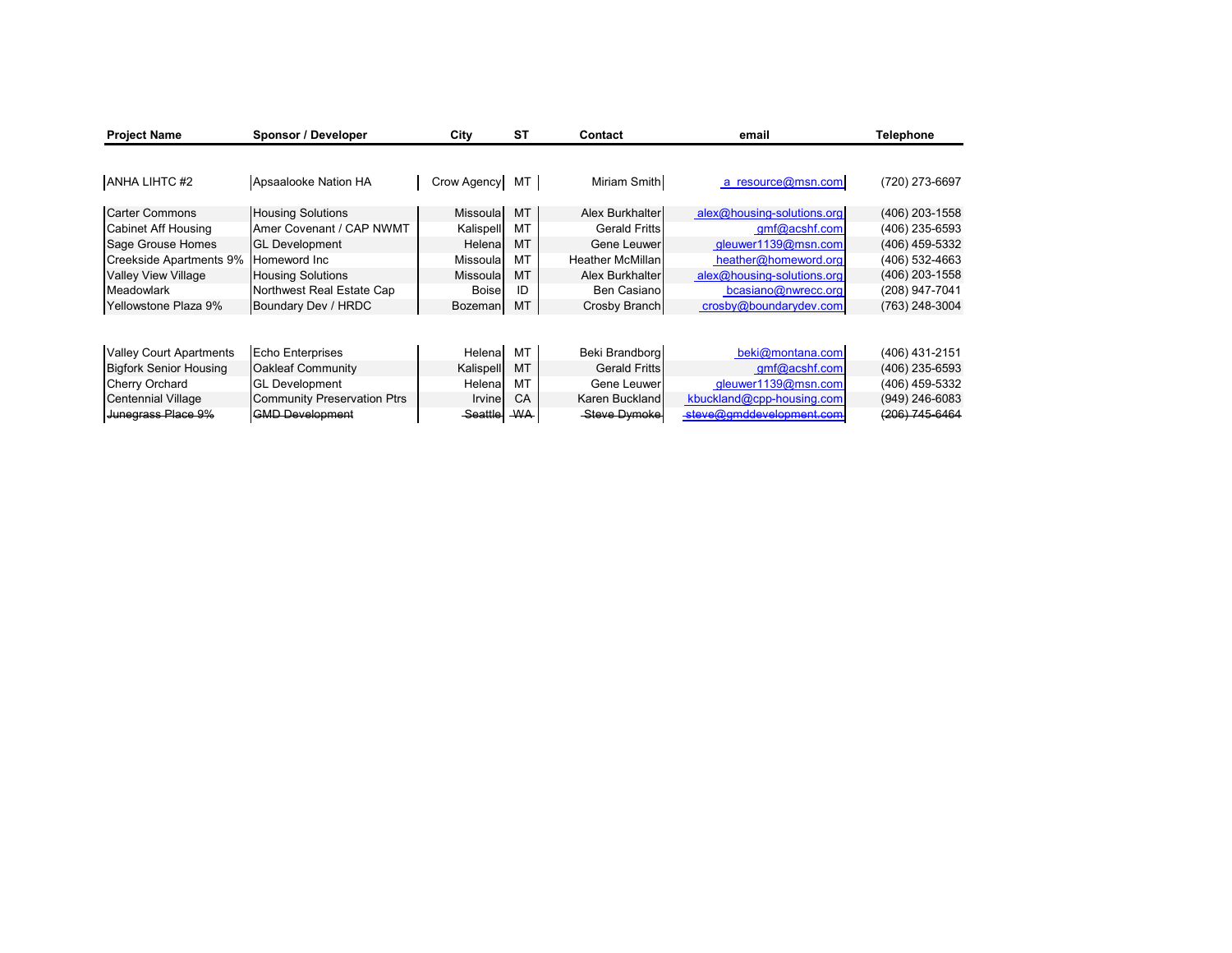| Project Name | Sponsor / Developer | City | ST | Contact | email | Telephone |
|---|---|---|---|---|---|---|
| ANHA LIHTC #2 | Apsaalooke Nation HA | Crow Agency | MT | Miriam Smith | a_resource@msn.com | (720) 273-6697 |
| Carter Commons | Housing Solutions | Missoula | MT | Alex Burkhalter | alex@housing-solutions.org | (406) 203-1558 |
| Cabinet Aff Housing | Amer Covenant / CAP NWMT | Kalispell | MT | Gerald Fritts | gmf@acshf.com | (406) 235-6593 |
| Sage Grouse Homes | GL Development | Helena | MT | Gene Leuwer | gleuwer1139@msn.com | (406) 459-5332 |
| Creekside Apartments 9% | Homeword Inc | Missoula | MT | Heather McMillan | heather@homeword.org | (406) 532-4663 |
| Valley View Village | Housing Solutions | Missoula | MT | Alex Burkhalter | alex@housing-solutions.org | (406) 203-1558 |
| Meadowlark | Northwest Real Estate Cap | Boise | ID | Ben Casiano | bcasiano@nwrecc.org | (208) 947-7041 |
| Yellowstone Plaza 9% | Boundary Dev / HRDC | Bozeman | MT | Crosby Branch | crosby@boundarydev.com | (763) 248-3004 |
| Valley Court Apartments | Echo Enterprises | Helena | MT | Beki Brandborg | beki@montana.com | (406) 431-2151 |
| Bigfork Senior Housing | Oakleaf Community | Kalispell | MT | Gerald Fritts | gmf@acshf.com | (406) 235-6593 |
| Cherry Orchard | GL Development | Helena | MT | Gene Leuwer | gleuwer1139@msn.com | (406) 459-5332 |
| Centennial Village | Community Preservation Ptrs | Irvine | CA | Karen Buckland | kbuckland@cpp-housing.com | (949) 246-6083 |
| ~~Junegrass Place 9%~~ | ~~GMD Development~~ | ~~Seattle~~ | ~~WA~~ | ~~Steve Dymoke~~ | ~~steve@gmddevelopment.com~~ | ~~(206) 745-6464~~ |